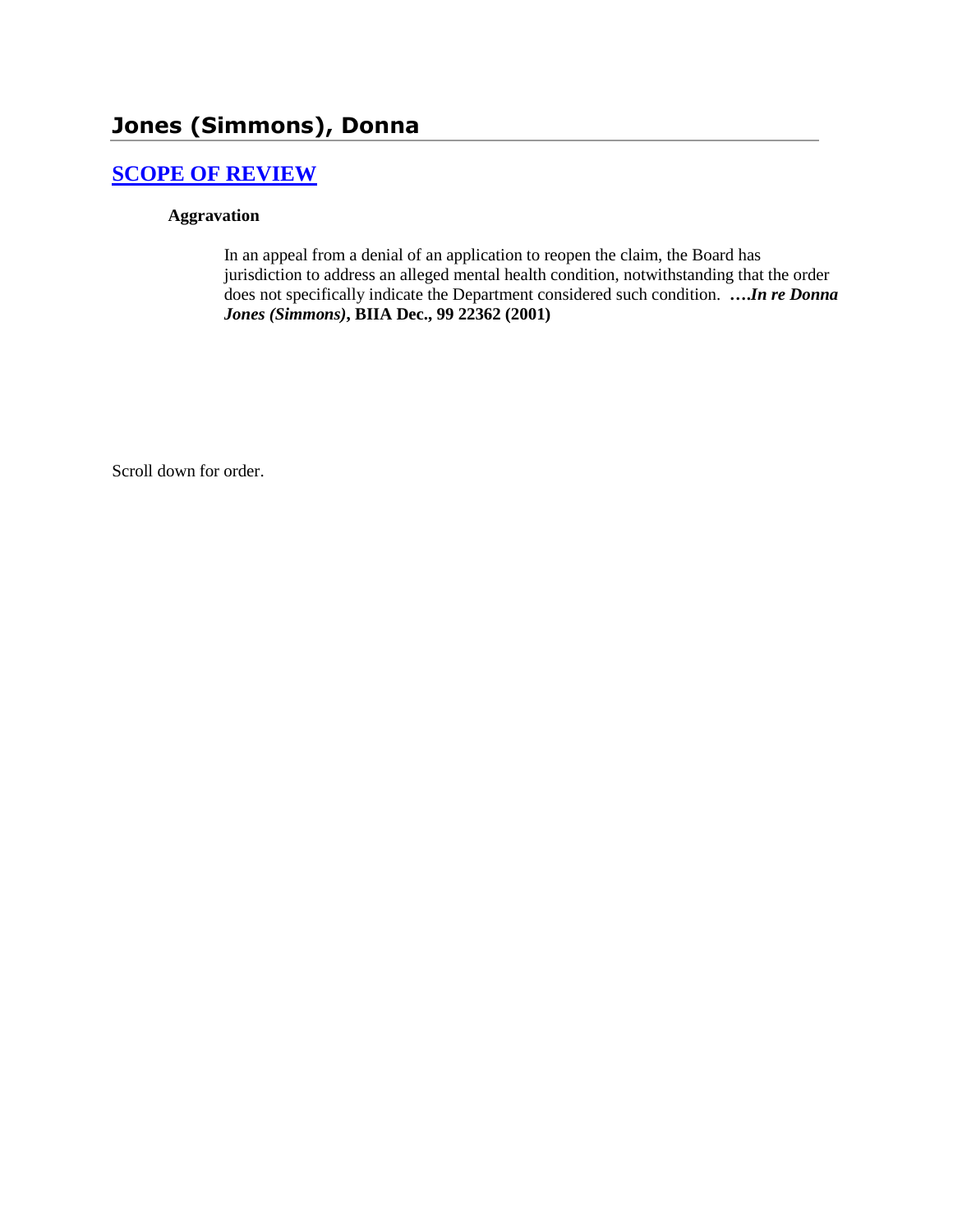# Jones (Simmons), Donna

## [SCOPE OF REVIEW]

### Aggravation

In an appeal from a denial of an application to reopen the claim, the Board has jurisdiction to address an alleged mental health condition, notwithstanding that the order does not specifically indicate the Department considered such condition. ***….In re Donna Jones (Simmons)*, BIIA Dec., 99 22362 (2001)**

Scroll down for order.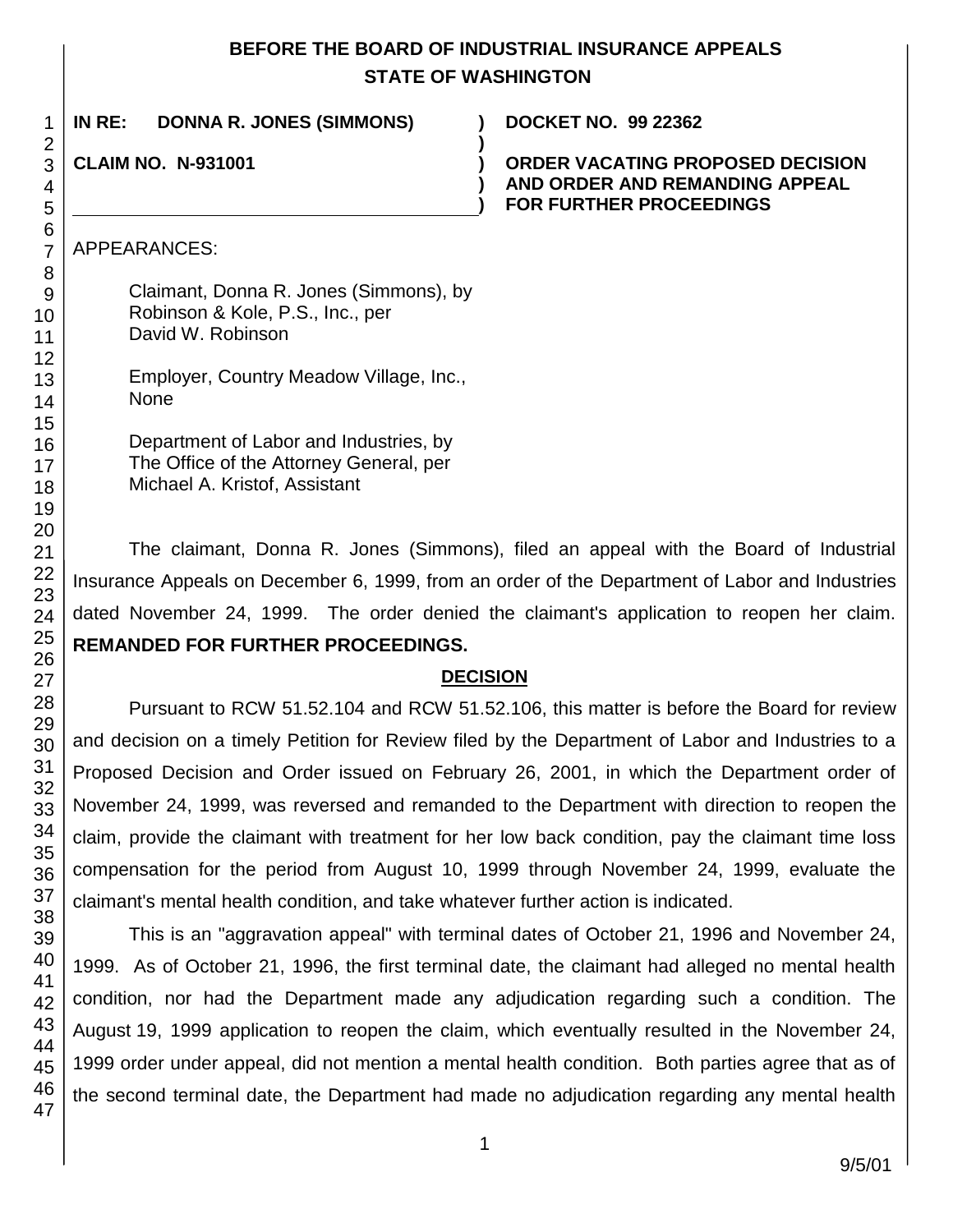# BEFORE THE BOARD OF INDUSTRIAL INSURANCE APPEALS
## STATE OF WASHINGTON

**IN RE: DONNA R. JONES (SIMMONS)** | **DOCKET NO. 99 22362**

**CLAIM NO. N-931001** | **ORDER VACATING PROPOSED DECISION AND ORDER AND REMANDING APPEAL FOR FURTHER PROCEEDINGS**

APPEARANCES:

Claimant, Donna R. Jones (Simmons), by
Robinson & Kole, P.S., Inc., per
David W. Robinson

Employer, Country Meadow Village, Inc.,
None

Department of Labor and Industries, by
The Office of the Attorney General, per
Michael A. Kristof, Assistant

The claimant, Donna R. Jones (Simmons), filed an appeal with the Board of Industrial Insurance Appeals on December 6, 1999, from an order of the Department of Labor and Industries dated November 24, 1999. The order denied the claimant's application to reopen her claim. **REMANDED FOR FURTHER PROCEEDINGS.**

## DECISION

Pursuant to RCW 51.52.104 and RCW 51.52.106, this matter is before the Board for review and decision on a timely Petition for Review filed by the Department of Labor and Industries to a Proposed Decision and Order issued on February 26, 2001, in which the Department order of November 24, 1999, was reversed and remanded to the Department with direction to reopen the claim, provide the claimant with treatment for her low back condition, pay the claimant time loss compensation for the period from August 10, 1999 through November 24, 1999, evaluate the claimant's mental health condition, and take whatever further action is indicated.

This is an "aggravation appeal" with terminal dates of October 21, 1996 and November 24, 1999. As of October 21, 1996, the first terminal date, the claimant had alleged no mental health condition, nor had the Department made any adjudication regarding such a condition. The August 19, 1999 application to reopen the claim, which eventually resulted in the November 24, 1999 order under appeal, did not mention a mental health condition. Both parties agree that as of the second terminal date, the Department had made no adjudication regarding any mental health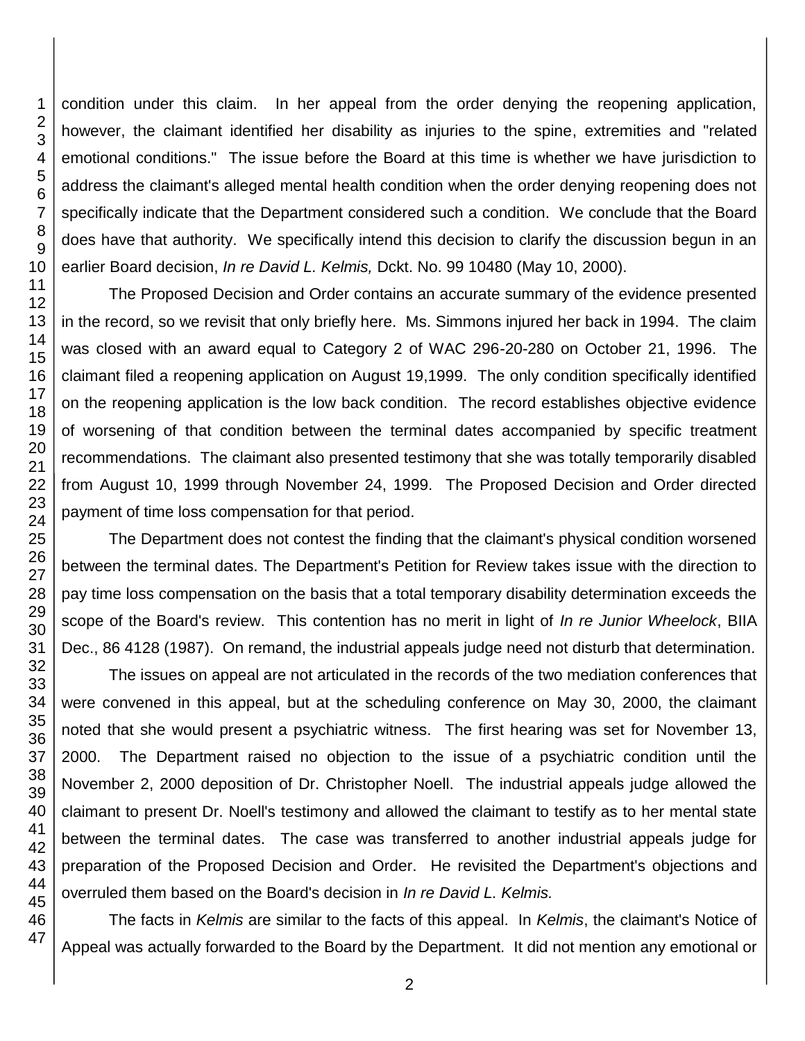condition under this claim. In her appeal from the order denying the reopening application, however, the claimant identified her disability as injuries to the spine, extremities and "related emotional conditions." The issue before the Board at this time is whether we have jurisdiction to address the claimant's alleged mental health condition when the order denying reopening does not specifically indicate that the Department considered such a condition. We conclude that the Board does have that authority. We specifically intend this decision to clarify the discussion begun in an earlier Board decision, *In re David L. Kelmis,* Dckt. No. 99 10480 (May 10, 2000).

The Proposed Decision and Order contains an accurate summary of the evidence presented in the record, so we revisit that only briefly here. Ms. Simmons injured her back in 1994. The claim was closed with an award equal to Category 2 of WAC 296-20-280 on October 21, 1996. The claimant filed a reopening application on August 19,1999. The only condition specifically identified on the reopening application is the low back condition. The record establishes objective evidence of worsening of that condition between the terminal dates accompanied by specific treatment recommendations. The claimant also presented testimony that she was totally temporarily disabled from August 10, 1999 through November 24, 1999. The Proposed Decision and Order directed payment of time loss compensation for that period.

The Department does not contest the finding that the claimant's physical condition worsened between the terminal dates. The Department's Petition for Review takes issue with the direction to pay time loss compensation on the basis that a total temporary disability determination exceeds the scope of the Board's review. This contention has no merit in light of *In re Junior Wheelock*, BIIA Dec., 86 4128 (1987). On remand, the industrial appeals judge need not disturb that determination.

The issues on appeal are not articulated in the records of the two mediation conferences that were convened in this appeal, but at the scheduling conference on May 30, 2000, the claimant noted that she would present a psychiatric witness. The first hearing was set for November 13, 2000. The Department raised no objection to the issue of a psychiatric condition until the November 2, 2000 deposition of Dr. Christopher Noell. The industrial appeals judge allowed the claimant to present Dr. Noell's testimony and allowed the claimant to testify as to her mental state between the terminal dates. The case was transferred to another industrial appeals judge for preparation of the Proposed Decision and Order. He revisited the Department's objections and overruled them based on the Board's decision in *In re David L. Kelmis.*

The facts in *Kelmis* are similar to the facts of this appeal. In *Kelmis*, the claimant's Notice of Appeal was actually forwarded to the Board by the Department. It did not mention any emotional or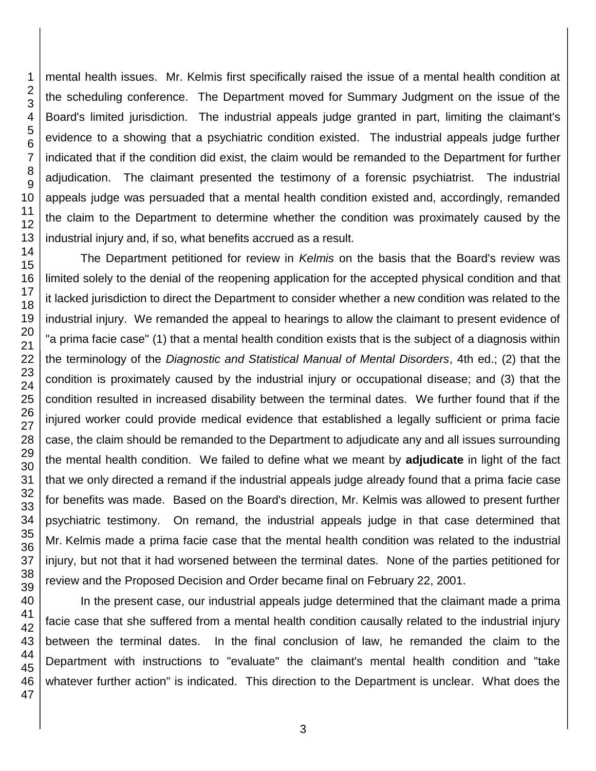mental health issues. Mr. Kelmis first specifically raised the issue of a mental health condition at the scheduling conference. The Department moved for Summary Judgment on the issue of the Board's limited jurisdiction. The industrial appeals judge granted in part, limiting the claimant's evidence to a showing that a psychiatric condition existed. The industrial appeals judge further indicated that if the condition did exist, the claim would be remanded to the Department for further adjudication. The claimant presented the testimony of a forensic psychiatrist. The industrial appeals judge was persuaded that a mental health condition existed and, accordingly, remanded the claim to the Department to determine whether the condition was proximately caused by the industrial injury and, if so, what benefits accrued as a result.

The Department petitioned for review in *Kelmis* on the basis that the Board's review was limited solely to the denial of the reopening application for the accepted physical condition and that it lacked jurisdiction to direct the Department to consider whether a new condition was related to the industrial injury. We remanded the appeal to hearings to allow the claimant to present evidence of "a prima facie case" (1) that a mental health condition exists that is the subject of a diagnosis within the terminology of the *Diagnostic and Statistical Manual of Mental Disorders*, 4th ed.; (2) that the condition is proximately caused by the industrial injury or occupational disease; and (3) that the condition resulted in increased disability between the terminal dates. We further found that if the injured worker could provide medical evidence that established a legally sufficient or prima facie case, the claim should be remanded to the Department to adjudicate any and all issues surrounding the mental health condition. We failed to define what we meant by **adjudicate** in light of the fact that we only directed a remand if the industrial appeals judge already found that a prima facie case for benefits was made. Based on the Board's direction, Mr. Kelmis was allowed to present further psychiatric testimony. On remand, the industrial appeals judge in that case determined that Mr. Kelmis made a prima facie case that the mental health condition was related to the industrial injury, but not that it had worsened between the terminal dates. None of the parties petitioned for review and the Proposed Decision and Order became final on February 22, 2001.

In the present case, our industrial appeals judge determined that the claimant made a prima facie case that she suffered from a mental health condition causally related to the industrial injury between the terminal dates. In the final conclusion of law, he remanded the claim to the Department with instructions to "evaluate" the claimant's mental health condition and "take whatever further action" is indicated. This direction to the Department is unclear. What does the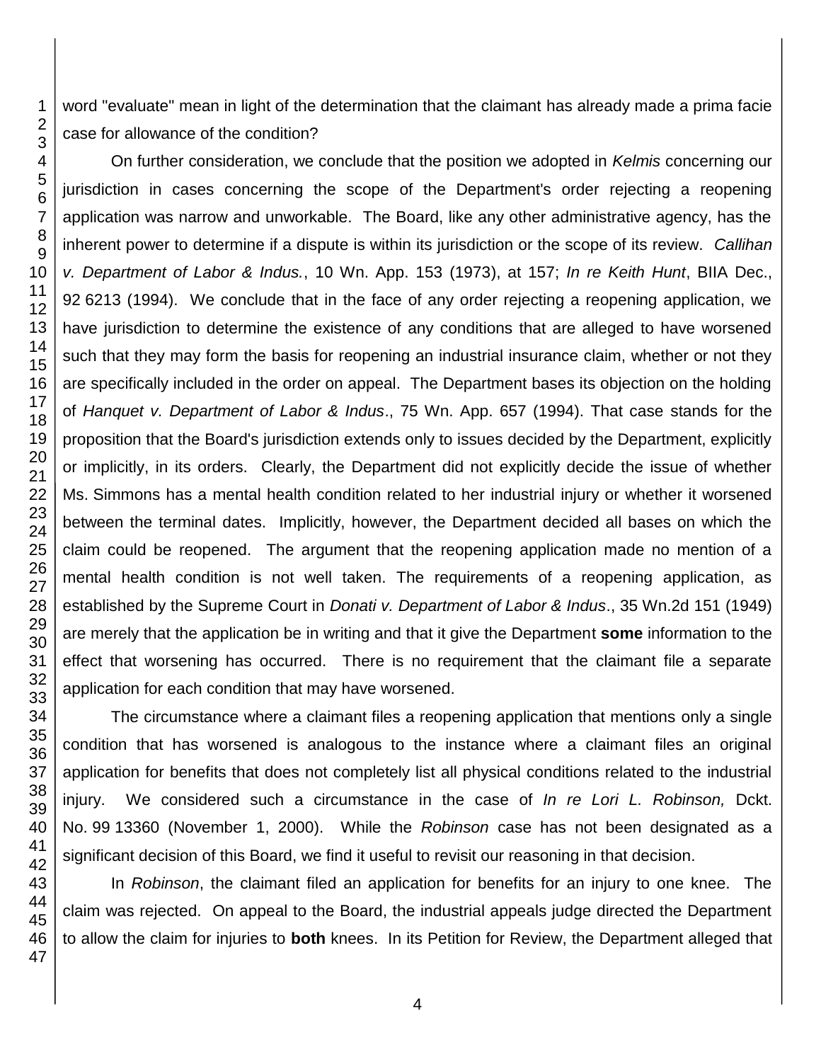word "evaluate" mean in light of the determination that the claimant has already made a prima facie case for allowance of the condition?

On further consideration, we conclude that the position we adopted in *Kelmis* concerning our jurisdiction in cases concerning the scope of the Department's order rejecting a reopening application was narrow and unworkable. The Board, like any other administrative agency, has the inherent power to determine if a dispute is within its jurisdiction or the scope of its review. *Callihan v. Department of Labor & Indus.*, 10 Wn. App. 153 (1973), at 157; *In re Keith Hunt*, BIIA Dec., 92 6213 (1994). We conclude that in the face of any order rejecting a reopening application, we have jurisdiction to determine the existence of any conditions that are alleged to have worsened such that they may form the basis for reopening an industrial insurance claim, whether or not they are specifically included in the order on appeal. The Department bases its objection on the holding of *Hanquet v. Department of Labor & Indus*., 75 Wn. App. 657 (1994). That case stands for the proposition that the Board's jurisdiction extends only to issues decided by the Department, explicitly or implicitly, in its orders. Clearly, the Department did not explicitly decide the issue of whether Ms. Simmons has a mental health condition related to her industrial injury or whether it worsened between the terminal dates. Implicitly, however, the Department decided all bases on which the claim could be reopened. The argument that the reopening application made no mention of a mental health condition is not well taken. The requirements of a reopening application, as established by the Supreme Court in *Donati v. Department of Labor & Indus*., 35 Wn.2d 151 (1949) are merely that the application be in writing and that it give the Department **some** information to the effect that worsening has occurred. There is no requirement that the claimant file a separate application for each condition that may have worsened.

The circumstance where a claimant files a reopening application that mentions only a single condition that has worsened is analogous to the instance where a claimant files an original application for benefits that does not completely list all physical conditions related to the industrial injury. We considered such a circumstance in the case of *In re Lori L. Robinson,* Dckt. No. 99 13360 (November 1, 2000). While the *Robinson* case has not been designated as a significant decision of this Board, we find it useful to revisit our reasoning in that decision.

In *Robinson*, the claimant filed an application for benefits for an injury to one knee. The claim was rejected. On appeal to the Board, the industrial appeals judge directed the Department to allow the claim for injuries to **both** knees. In its Petition for Review, the Department alleged that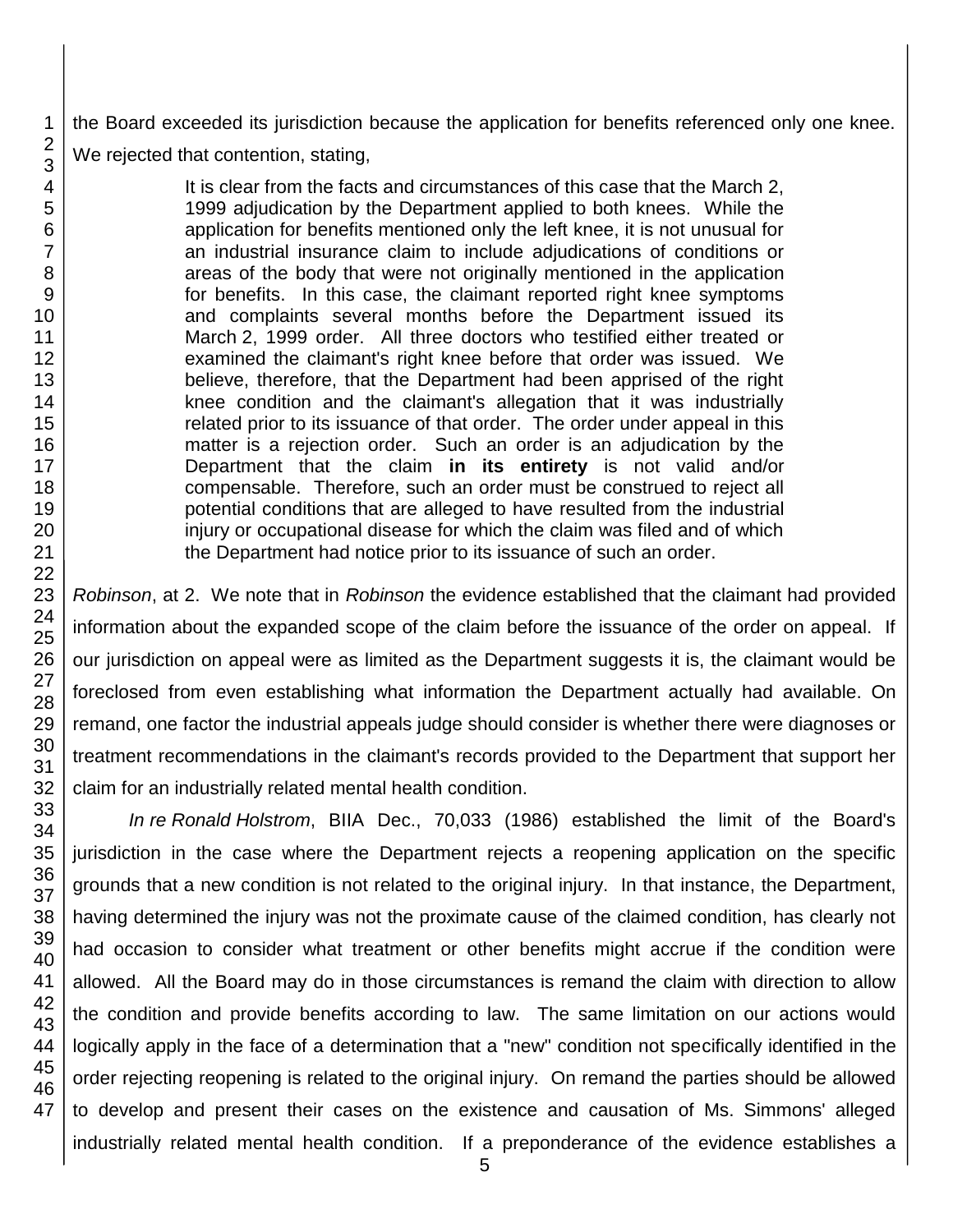the Board exceeded its jurisdiction because the application for benefits referenced only one knee. We rejected that contention, stating,

> It is clear from the facts and circumstances of this case that the March 2, 1999 adjudication by the Department applied to both knees. While the application for benefits mentioned only the left knee, it is not unusual for an industrial insurance claim to include adjudications of conditions or areas of the body that were not originally mentioned in the application for benefits. In this case, the claimant reported right knee symptoms and complaints several months before the Department issued its March 2, 1999 order. All three doctors who testified either treated or examined the claimant's right knee before that order was issued. We believe, therefore, that the Department had been apprised of the right knee condition and the claimant's allegation that it was industrially related prior to its issuance of that order. The order under appeal in this matter is a rejection order. Such an order is an adjudication by the Department that the claim **in its entirety** is not valid and/or compensable. Therefore, such an order must be construed to reject all potential conditions that are alleged to have resulted from the industrial injury or occupational disease for which the claim was filed and of which the Department had notice prior to its issuance of such an order.

*Robinson*, at 2. We note that in *Robinson* the evidence established that the claimant had provided information about the expanded scope of the claim before the issuance of the order on appeal. If our jurisdiction on appeal were as limited as the Department suggests it is, the claimant would be foreclosed from even establishing what information the Department actually had available. On remand, one factor the industrial appeals judge should consider is whether there were diagnoses or treatment recommendations in the claimant's records provided to the Department that support her claim for an industrially related mental health condition.

*In re Ronald Holstrom*, BIIA Dec., 70,033 (1986) established the limit of the Board's jurisdiction in the case where the Department rejects a reopening application on the specific grounds that a new condition is not related to the original injury. In that instance, the Department, having determined the injury was not the proximate cause of the claimed condition, has clearly not had occasion to consider what treatment or other benefits might accrue if the condition were allowed. All the Board may do in those circumstances is remand the claim with direction to allow the condition and provide benefits according to law. The same limitation on our actions would logically apply in the face of a determination that a "new" condition not specifically identified in the order rejecting reopening is related to the original injury. On remand the parties should be allowed to develop and present their cases on the existence and causation of Ms. Simmons' alleged industrially related mental health condition. If a preponderance of the evidence establishes a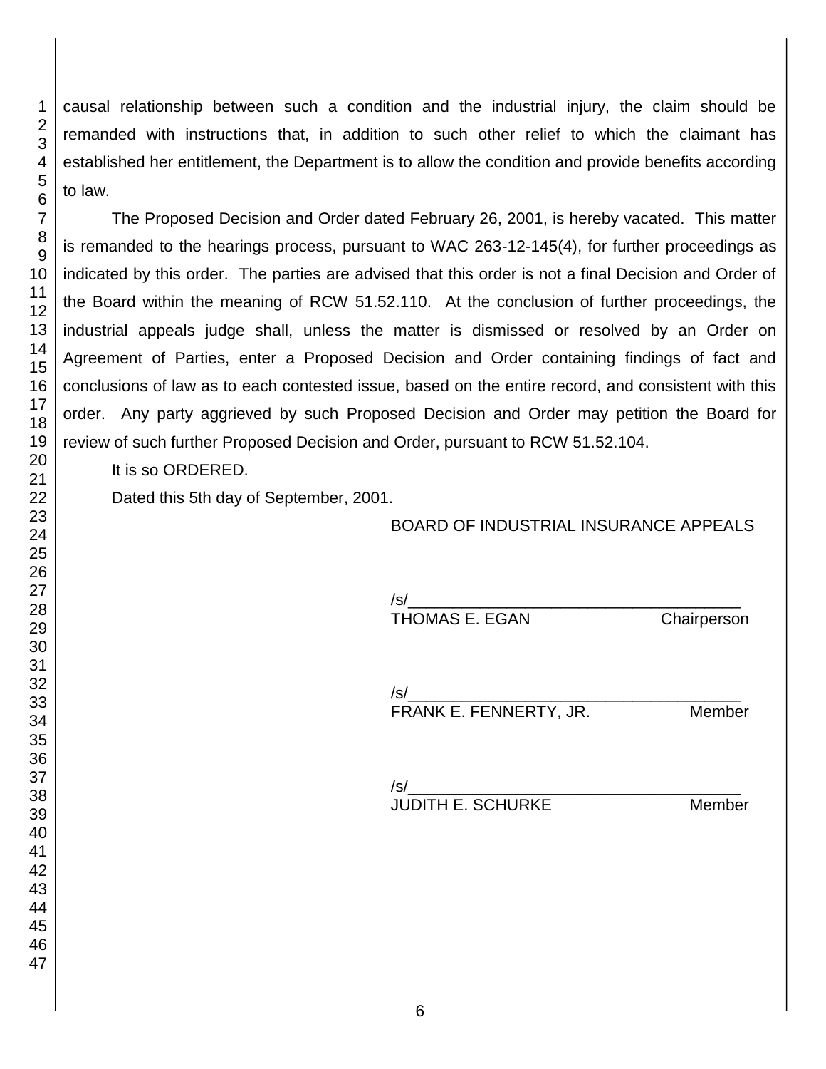causal relationship between such a condition and the industrial injury, the claim should be remanded with instructions that, in addition to such other relief to which the claimant has established her entitlement, the Department is to allow the condition and provide benefits according to law.

The Proposed Decision and Order dated February 26, 2001, is hereby vacated. This matter is remanded to the hearings process, pursuant to WAC 263-12-145(4), for further proceedings as indicated by this order. The parties are advised that this order is not a final Decision and Order of the Board within the meaning of RCW 51.52.110. At the conclusion of further proceedings, the industrial appeals judge shall, unless the matter is dismissed or resolved by an Order on Agreement of Parties, enter a Proposed Decision and Order containing findings of fact and conclusions of law as to each contested issue, based on the entire record, and consistent with this order. Any party aggrieved by such Proposed Decision and Order may petition the Board for review of such further Proposed Decision and Order, pursuant to RCW 51.52.104.

It is so ORDERED.

Dated this 5th day of September, 2001.

BOARD OF INDUSTRIAL INSURANCE APPEALS

/s/\_\_\_\_\_\_\_\_\_\_\_\_\_\_\_\_\_\_\_\_\_\_\_\_\_\_\_\_\_\_\_\_\_\_\_\_\_\_
THOMAS E. EGAN Chairperson

/s/\_\_\_\_\_\_\_\_\_\_\_\_\_\_\_\_\_\_\_\_\_\_\_\_\_\_\_\_\_\_\_\_\_\_\_\_\_\_
FRANK E. FENNERTY, JR. Member

/s/\_\_\_\_\_\_\_\_\_\_\_\_\_\_\_\_\_\_\_\_\_\_\_\_\_\_\_\_\_\_\_\_\_\_\_\_\_\_
JUDITH E. SCHURKE Member